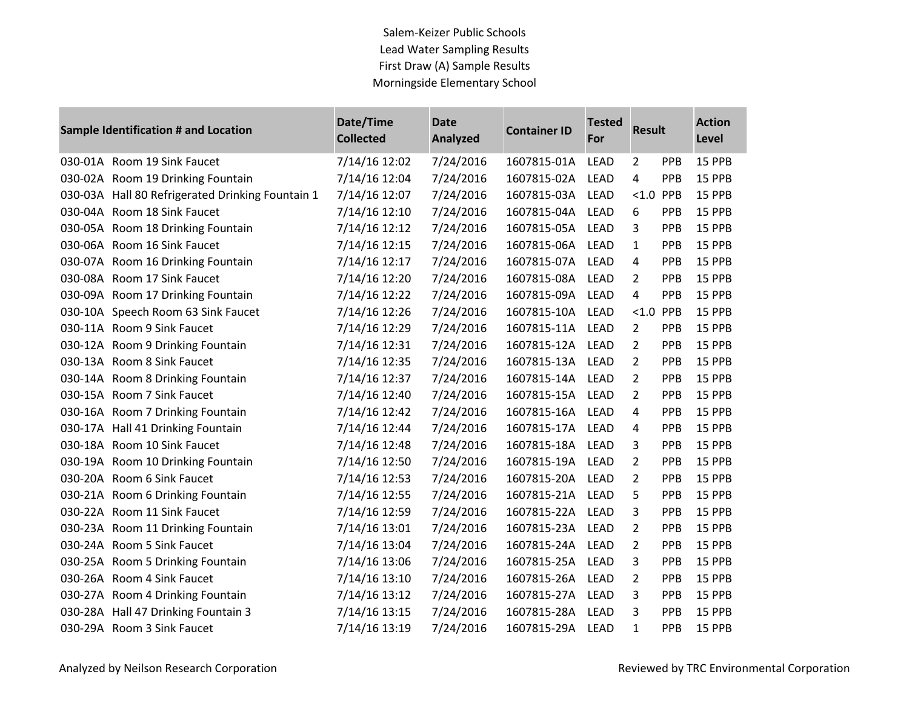Salem-Keizer Public Schools
Lead Water Sampling Results
First Draw (A) Sample Results
Morningside Elementary School

| Sample Identification # and Location | Date/Time Collected | Date Analyzed | Container ID | Tested For | Result | | Action Level |
|---|---|---|---|---|---|---|---|
| 030-01A Room 19 Sink Faucet | 7/14/16 12:02 | 7/24/2016 | 1607815-01A | LEAD | 2 | PPB | 15 PPB |
| 030-02A Room 19 Drinking Fountain | 7/14/16 12:04 | 7/24/2016 | 1607815-02A | LEAD | 4 | PPB | 15 PPB |
| 030-03A Hall 80 Refrigerated Drinking Fountain 1 | 7/14/16 12:07 | 7/24/2016 | 1607815-03A | LEAD | <1.0 | PPB | 15 PPB |
| 030-04A Room 18 Sink Faucet | 7/14/16 12:10 | 7/24/2016 | 1607815-04A | LEAD | 6 | PPB | 15 PPB |
| 030-05A Room 18 Drinking Fountain | 7/14/16 12:12 | 7/24/2016 | 1607815-05A | LEAD | 3 | PPB | 15 PPB |
| 030-06A Room 16 Sink Faucet | 7/14/16 12:15 | 7/24/2016 | 1607815-06A | LEAD | 1 | PPB | 15 PPB |
| 030-07A Room 16 Drinking Fountain | 7/14/16 12:17 | 7/24/2016 | 1607815-07A | LEAD | 4 | PPB | 15 PPB |
| 030-08A Room 17 Sink Faucet | 7/14/16 12:20 | 7/24/2016 | 1607815-08A | LEAD | 2 | PPB | 15 PPB |
| 030-09A Room 17 Drinking Fountain | 7/14/16 12:22 | 7/24/2016 | 1607815-09A | LEAD | 4 | PPB | 15 PPB |
| 030-10A Speech Room 63 Sink Faucet | 7/14/16 12:26 | 7/24/2016 | 1607815-10A | LEAD | <1.0 | PPB | 15 PPB |
| 030-11A Room 9 Sink Faucet | 7/14/16 12:29 | 7/24/2016 | 1607815-11A | LEAD | 2 | PPB | 15 PPB |
| 030-12A Room 9 Drinking Fountain | 7/14/16 12:31 | 7/24/2016 | 1607815-12A | LEAD | 2 | PPB | 15 PPB |
| 030-13A Room 8 Sink Faucet | 7/14/16 12:35 | 7/24/2016 | 1607815-13A | LEAD | 2 | PPB | 15 PPB |
| 030-14A Room 8 Drinking Fountain | 7/14/16 12:37 | 7/24/2016 | 1607815-14A | LEAD | 2 | PPB | 15 PPB |
| 030-15A Room 7 Sink Faucet | 7/14/16 12:40 | 7/24/2016 | 1607815-15A | LEAD | 2 | PPB | 15 PPB |
| 030-16A Room 7 Drinking Fountain | 7/14/16 12:42 | 7/24/2016 | 1607815-16A | LEAD | 4 | PPB | 15 PPB |
| 030-17A Hall 41 Drinking Fountain | 7/14/16 12:44 | 7/24/2016 | 1607815-17A | LEAD | 4 | PPB | 15 PPB |
| 030-18A Room 10 Sink Faucet | 7/14/16 12:48 | 7/24/2016 | 1607815-18A | LEAD | 3 | PPB | 15 PPB |
| 030-19A Room 10 Drinking Fountain | 7/14/16 12:50 | 7/24/2016 | 1607815-19A | LEAD | 2 | PPB | 15 PPB |
| 030-20A Room 6 Sink Faucet | 7/14/16 12:53 | 7/24/2016 | 1607815-20A | LEAD | 2 | PPB | 15 PPB |
| 030-21A Room 6 Drinking Fountain | 7/14/16 12:55 | 7/24/2016 | 1607815-21A | LEAD | 5 | PPB | 15 PPB |
| 030-22A Room 11 Sink Faucet | 7/14/16 12:59 | 7/24/2016 | 1607815-22A | LEAD | 3 | PPB | 15 PPB |
| 030-23A Room 11 Drinking Fountain | 7/14/16 13:01 | 7/24/2016 | 1607815-23A | LEAD | 2 | PPB | 15 PPB |
| 030-24A Room 5 Sink Faucet | 7/14/16 13:04 | 7/24/2016 | 1607815-24A | LEAD | 2 | PPB | 15 PPB |
| 030-25A Room 5 Drinking Fountain | 7/14/16 13:06 | 7/24/2016 | 1607815-25A | LEAD | 3 | PPB | 15 PPB |
| 030-26A Room 4 Sink Faucet | 7/14/16 13:10 | 7/24/2016 | 1607815-26A | LEAD | 2 | PPB | 15 PPB |
| 030-27A Room 4 Drinking Fountain | 7/14/16 13:12 | 7/24/2016 | 1607815-27A | LEAD | 3 | PPB | 15 PPB |
| 030-28A Hall 47 Drinking Fountain 3 | 7/14/16 13:15 | 7/24/2016 | 1607815-28A | LEAD | 3 | PPB | 15 PPB |
| 030-29A Room 3 Sink Faucet | 7/14/16 13:19 | 7/24/2016 | 1607815-29A | LEAD | 1 | PPB | 15 PPB |

Analyzed by Neilson Research Corporation

Reviewed by TRC Environmental Corporation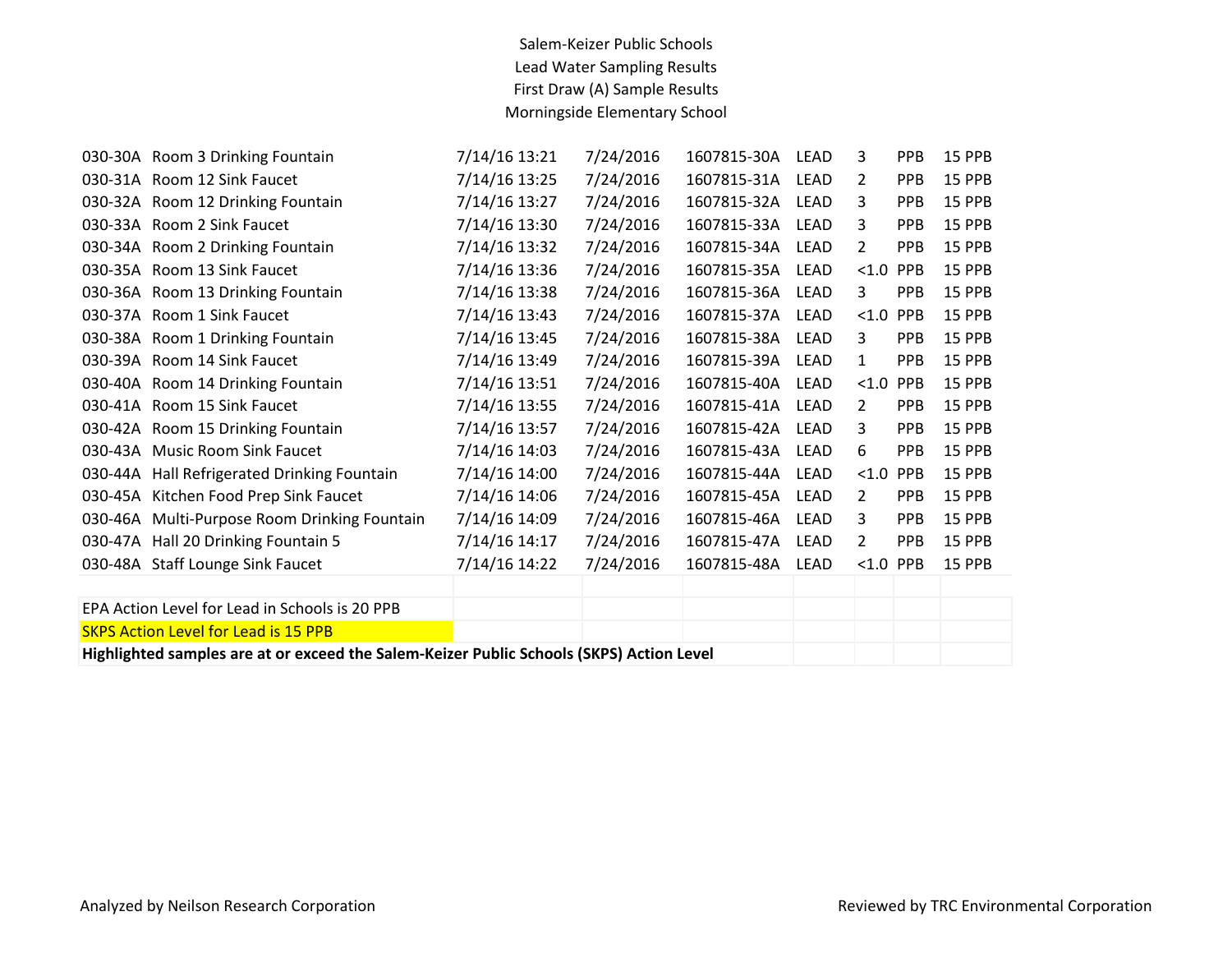Salem-Keizer Public Schools
Lead Water Sampling Results
First Draw (A) Sample Results
Morningside Elementary School

| | | | | | | | | |
|---|---|---|---|---|---|---|---|---|
| 030-30A | Room 3 Drinking Fountain | 7/14/16 13:21 | 7/24/2016 | 1607815-30A | LEAD | 3 | PPB | 15 PPB |
| 030-31A | Room 12 Sink Faucet | 7/14/16 13:25 | 7/24/2016 | 1607815-31A | LEAD | 2 | PPB | 15 PPB |
| 030-32A | Room 12 Drinking Fountain | 7/14/16 13:27 | 7/24/2016 | 1607815-32A | LEAD | 3 | PPB | 15 PPB |
| 030-33A | Room 2 Sink Faucet | 7/14/16 13:30 | 7/24/2016 | 1607815-33A | LEAD | 3 | PPB | 15 PPB |
| 030-34A | Room 2 Drinking Fountain | 7/14/16 13:32 | 7/24/2016 | 1607815-34A | LEAD | 2 | PPB | 15 PPB |
| 030-35A | Room 13 Sink Faucet | 7/14/16 13:36 | 7/24/2016 | 1607815-35A | LEAD | <1.0 | PPB | 15 PPB |
| 030-36A | Room 13 Drinking Fountain | 7/14/16 13:38 | 7/24/2016 | 1607815-36A | LEAD | 3 | PPB | 15 PPB |
| 030-37A | Room 1 Sink Faucet | 7/14/16 13:43 | 7/24/2016 | 1607815-37A | LEAD | <1.0 | PPB | 15 PPB |
| 030-38A | Room 1 Drinking Fountain | 7/14/16 13:45 | 7/24/2016 | 1607815-38A | LEAD | 3 | PPB | 15 PPB |
| 030-39A | Room 14 Sink Faucet | 7/14/16 13:49 | 7/24/2016 | 1607815-39A | LEAD | 1 | PPB | 15 PPB |
| 030-40A | Room 14 Drinking Fountain | 7/14/16 13:51 | 7/24/2016 | 1607815-40A | LEAD | <1.0 | PPB | 15 PPB |
| 030-41A | Room 15 Sink Faucet | 7/14/16 13:55 | 7/24/2016 | 1607815-41A | LEAD | 2 | PPB | 15 PPB |
| 030-42A | Room 15 Drinking Fountain | 7/14/16 13:57 | 7/24/2016 | 1607815-42A | LEAD | 3 | PPB | 15 PPB |
| 030-43A | Music Room Sink Faucet | 7/14/16 14:03 | 7/24/2016 | 1607815-43A | LEAD | 6 | PPB | 15 PPB |
| 030-44A | Hall Refrigerated Drinking Fountain | 7/14/16 14:00 | 7/24/2016 | 1607815-44A | LEAD | <1.0 | PPB | 15 PPB |
| 030-45A | Kitchen Food Prep Sink Faucet | 7/14/16 14:06 | 7/24/2016 | 1607815-45A | LEAD | 2 | PPB | 15 PPB |
| 030-46A | Multi-Purpose Room Drinking Fountain | 7/14/16 14:09 | 7/24/2016 | 1607815-46A | LEAD | 3 | PPB | 15 PPB |
| 030-47A | Hall 20 Drinking Fountain 5 | 7/14/16 14:17 | 7/24/2016 | 1607815-47A | LEAD | 2 | PPB | 15 PPB |
| 030-48A | Staff Lounge Sink Faucet | 7/14/16 14:22 | 7/24/2016 | 1607815-48A | LEAD | <1.0 | PPB | 15 PPB |

EPA Action Level for Lead in Schools is 20 PPB

SKPS Action Level for Lead is 15 PPB

**Highlighted samples are at or exceed the Salem-Keizer Public Schools (SKPS) Action Level**

Analyzed by Neilson Research Corporation

Reviewed by TRC Environmental Corporation